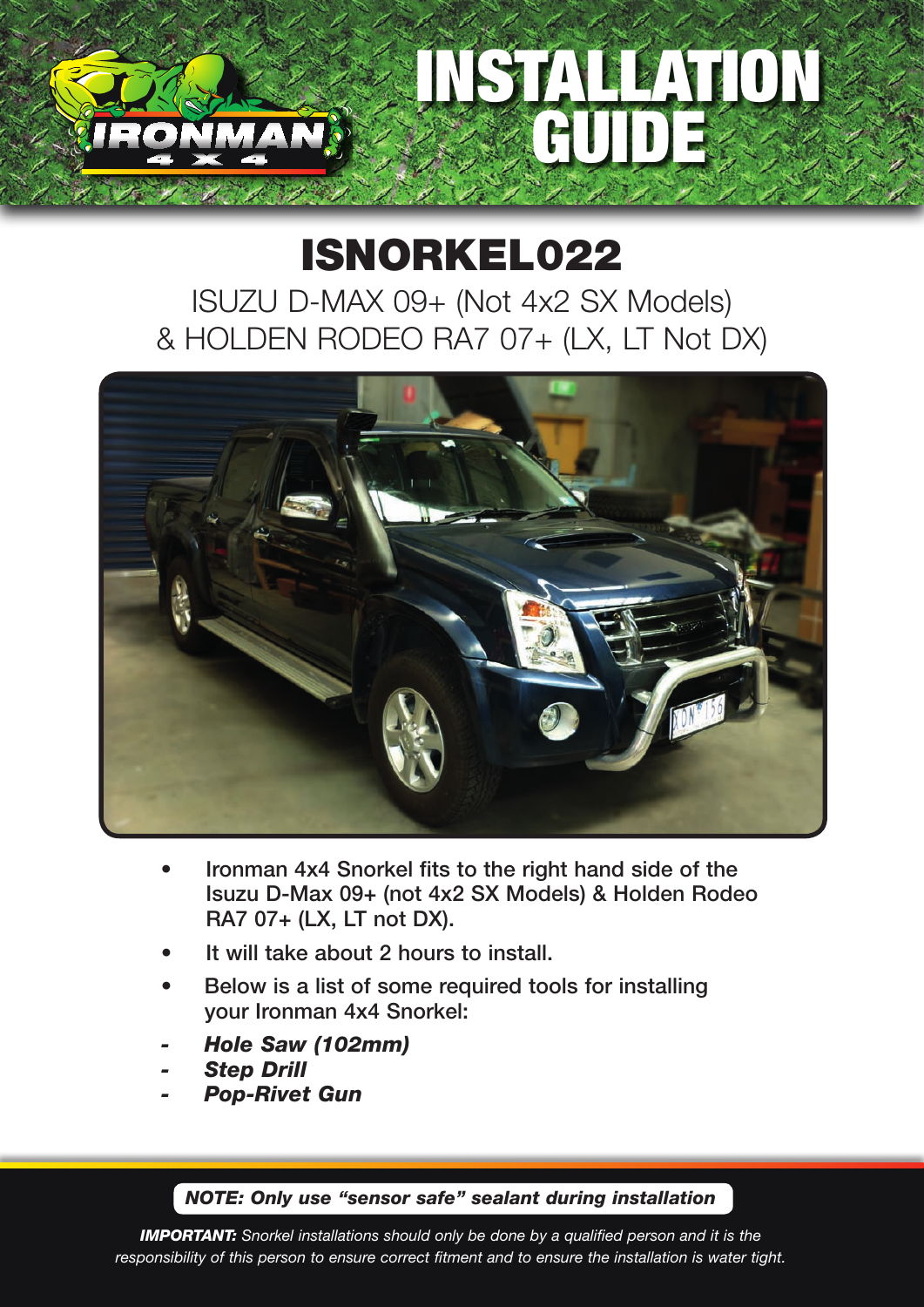# INSTALLATION GUIDE

## ISNORKEL022

ISUZU D-MAX 09+ (Not 4x2 SX Models)
& HOLDEN RODEO RA7 07+ (LX, LT Not DX)

- **Ironman 4x4 Snorkel fits to the right hand side of the Isuzu D-Max 09+ (not 4x2 SX Models) & Holden Rodeo RA7 07+ (LX, LT not DX).**
- **It will take about 2 hours to install.**
- **Below is a list of some required tools for installing your Ironman 4x4 Snorkel:**

- ***Hole Saw (102mm)***
- ***Step Drill***
- ***Pop-Rivet Gun***

***NOTE: Only use "sensor safe" sealant during installation***

***IMPORTANT:*** *Snorkel installations should only be done by a qualified person and it is the responsibility of this person to ensure correct fitment and to ensure the installation is water tight.*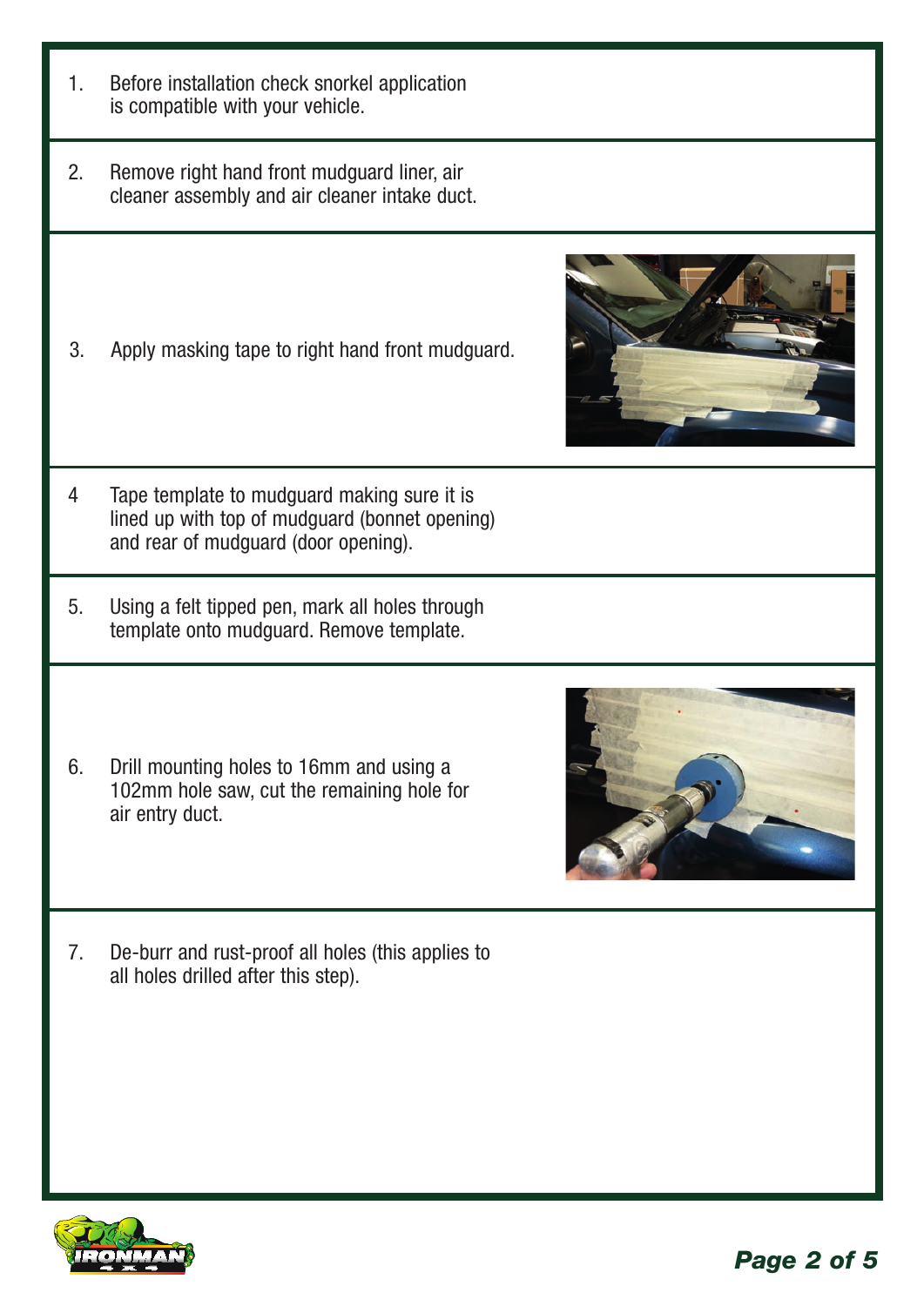1. Before installation check snorkel application is compatible with your vehicle.

2. Remove right hand front mudguard liner, air cleaner assembly and air cleaner intake duct.

3. Apply masking tape to right hand front mudguard.

4. Tape template to mudguard making sure it is lined up with top of mudguard (bonnet opening) and rear of mudguard (door opening).

5. Using a felt tipped pen, mark all holes through template onto mudguard. Remove template.

6. Drill mounting holes to 16mm and using a 102mm hole saw, cut the remaining hole for air entry duct.

7. De-burr and rust-proof all holes (this applies to all holes drilled after this step).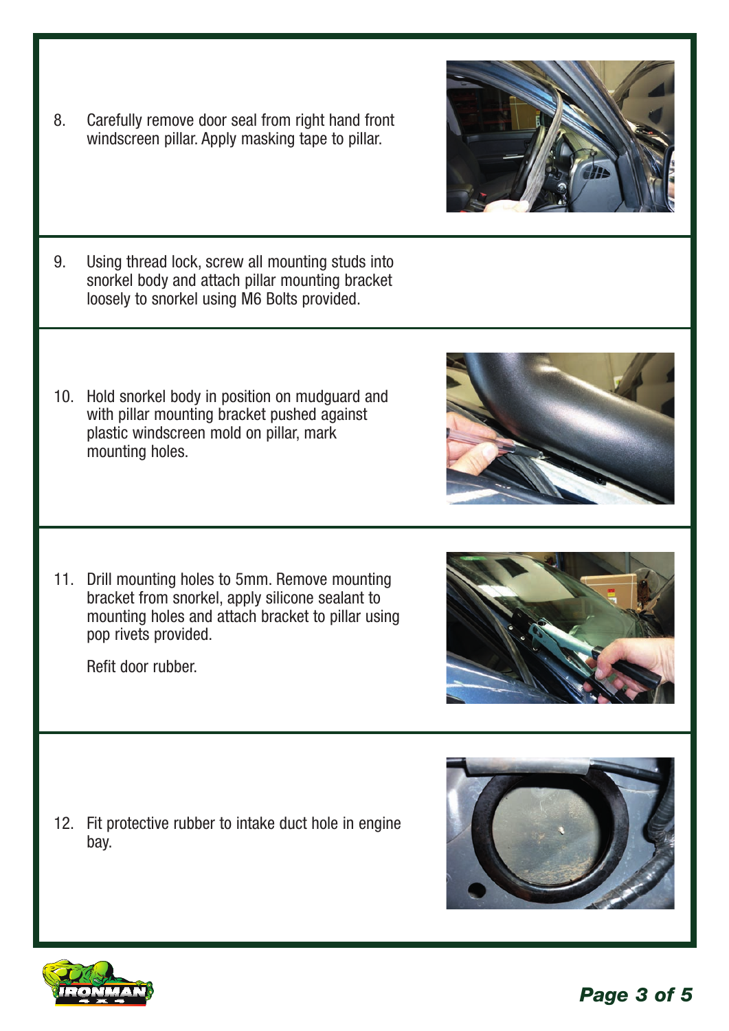8. Carefully remove door seal from right hand front windscreen pillar. Apply masking tape to pillar.

9. Using thread lock, screw all mounting studs into snorkel body and attach pillar mounting bracket loosely to snorkel using M6 Bolts provided.

10. Hold snorkel body in position on mudguard and with pillar mounting bracket pushed against plastic windscreen mold on pillar, mark mounting holes.

11. Drill mounting holes to 5mm. Remove mounting bracket from snorkel, apply silicone sealant to mounting holes and attach bracket to pillar using pop rivets provided.

    Refit door rubber.

12. Fit protective rubber to intake duct hole in engine bay.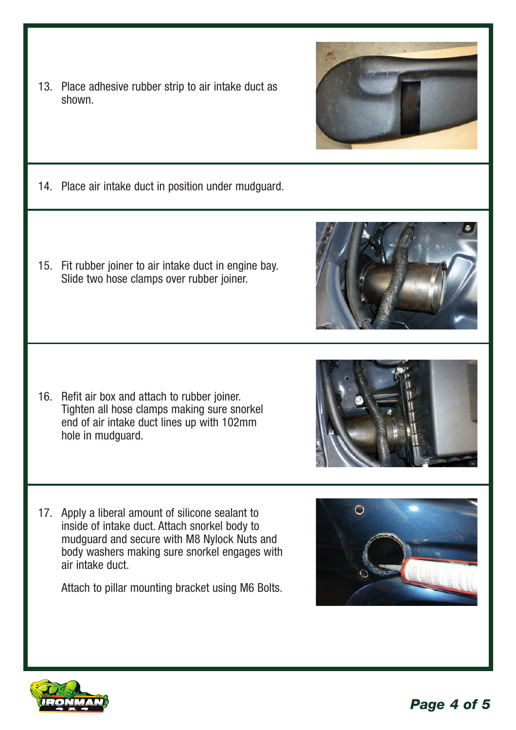13. Place adhesive rubber strip to air intake duct as shown.

14. Place air intake duct in position under mudguard.

15. Fit rubber joiner to air intake duct in engine bay. Slide two hose clamps over rubber joiner.

16. Refit air box and attach to rubber joiner. Tighten all hose clamps making sure snorkel end of air intake duct lines up with 102mm hole in mudguard.

17. Apply a liberal amount of silicone sealant to inside of intake duct. Attach snorkel body to mudguard and secure with M8 Nylock Nuts and body washers making sure snorkel engages with air intake duct.

    Attach to pillar mounting bracket using M6 Bolts.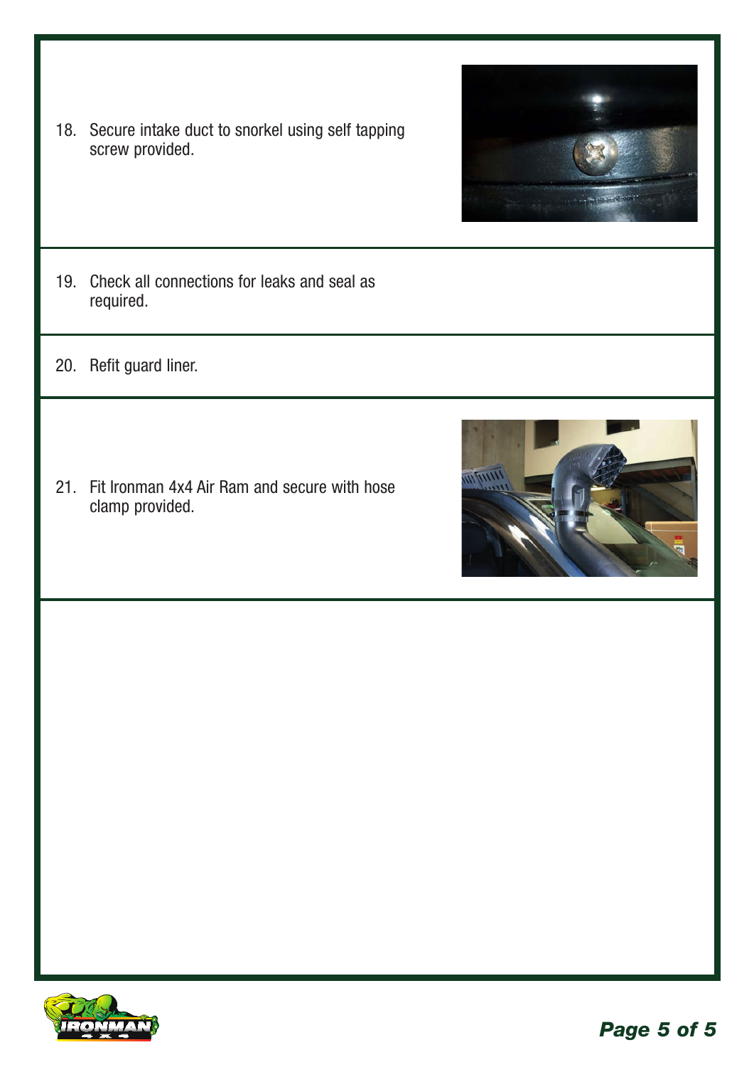18. Secure intake duct to snorkel using self tapping screw provided.

19. Check all connections for leaks and seal as required.

20. Refit guard liner.

21. Fit Ironman 4x4 Air Ram and secure with hose clamp provided.